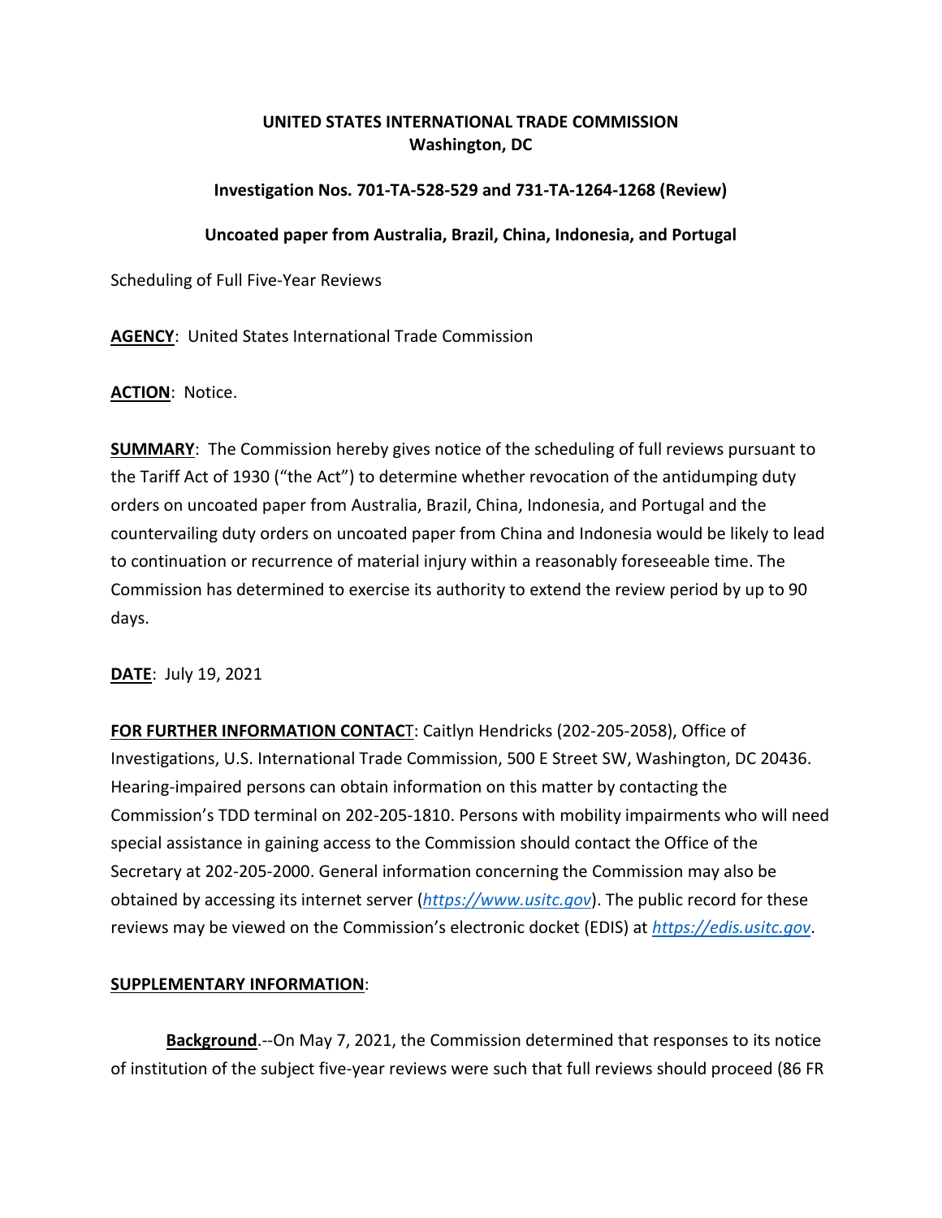**UNITED STATES INTERNATIONAL TRADE COMMISSION**
**Washington, DC**

**Investigation Nos. 701-TA-528-529 and 731-TA-1264-1268 (Review)**

**Uncoated paper from Australia, Brazil, China, Indonesia, and Portugal**

Scheduling of Full Five-Year Reviews

**AGENCY**: United States International Trade Commission

**ACTION**: Notice.

**SUMMARY**: The Commission hereby gives notice of the scheduling of full reviews pursuant to the Tariff Act of 1930 ("the Act") to determine whether revocation of the antidumping duty orders on uncoated paper from Australia, Brazil, China, Indonesia, and Portugal and the countervailing duty orders on uncoated paper from China and Indonesia would be likely to lead to continuation or recurrence of material injury within a reasonably foreseeable time. The Commission has determined to exercise its authority to extend the review period by up to 90 days.

**DATE**: July 19, 2021

**FOR FURTHER INFORMATION CONTACT**: Caitlyn Hendricks (202-205-2058), Office of Investigations, U.S. International Trade Commission, 500 E Street SW, Washington, DC 20436. Hearing-impaired persons can obtain information on this matter by contacting the Commission's TDD terminal on 202-205-1810. Persons with mobility impairments who will need special assistance in gaining access to the Commission should contact the Office of the Secretary at 202-205-2000. General information concerning the Commission may also be obtained by accessing its internet server (*https://www.usitc.gov*). The public record for these reviews may be viewed on the Commission's electronic docket (EDIS) at *https://edis.usitc.gov*.

**SUPPLEMENTARY INFORMATION**:

**Background**.--On May 7, 2021, the Commission determined that responses to its notice of institution of the subject five-year reviews were such that full reviews should proceed (86 FR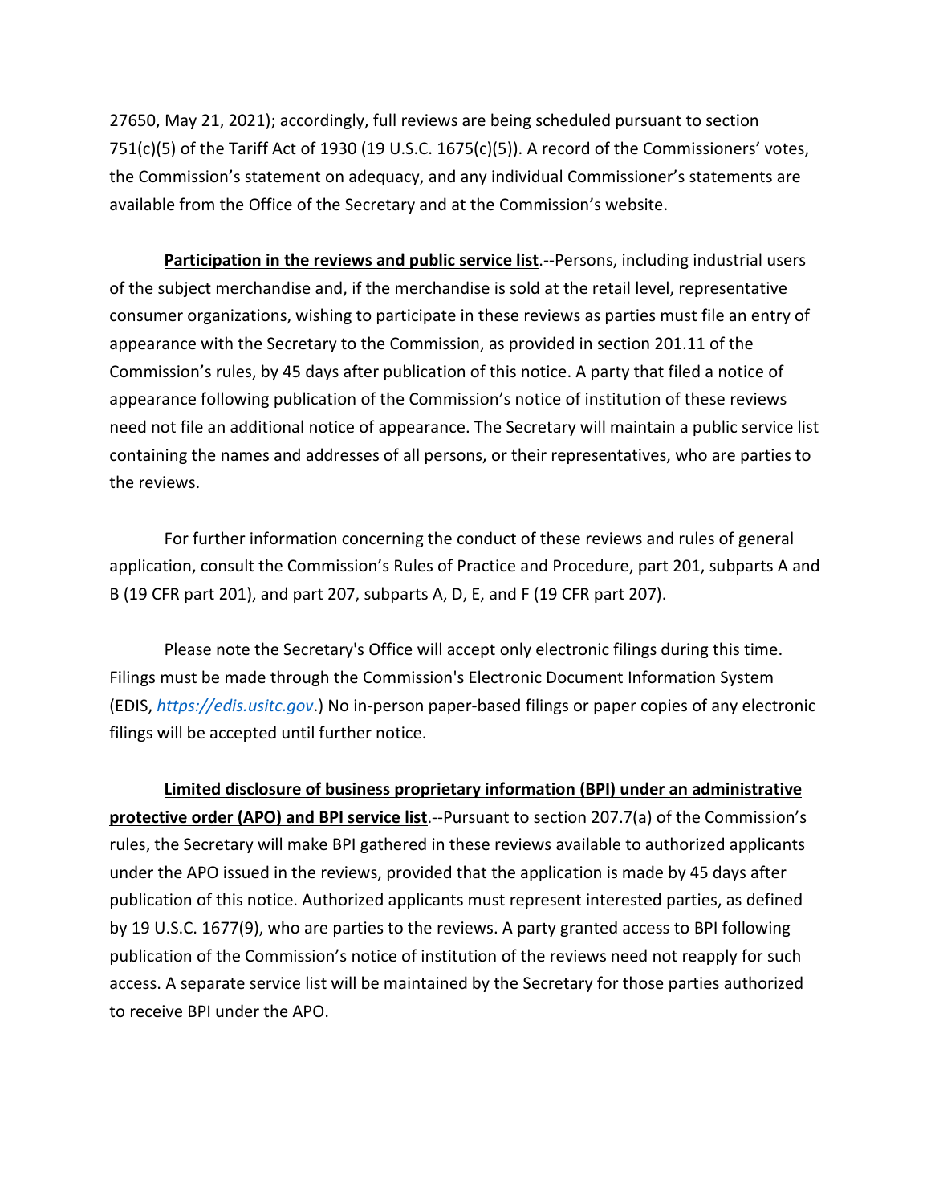27650, May 21, 2021); accordingly, full reviews are being scheduled pursuant to section 751(c)(5) of the Tariff Act of 1930 (19 U.S.C. 1675(c)(5)). A record of the Commissioners' votes, the Commission's statement on adequacy, and any individual Commissioner's statements are available from the Office of the Secretary and at the Commission's website.

**Participation in the reviews and public service list**.--Persons, including industrial users of the subject merchandise and, if the merchandise is sold at the retail level, representative consumer organizations, wishing to participate in these reviews as parties must file an entry of appearance with the Secretary to the Commission, as provided in section 201.11 of the Commission's rules, by 45 days after publication of this notice. A party that filed a notice of appearance following publication of the Commission's notice of institution of these reviews need not file an additional notice of appearance. The Secretary will maintain a public service list containing the names and addresses of all persons, or their representatives, who are parties to the reviews.

For further information concerning the conduct of these reviews and rules of general application, consult the Commission's Rules of Practice and Procedure, part 201, subparts A and B (19 CFR part 201), and part 207, subparts A, D, E, and F (19 CFR part 207).

Please note the Secretary's Office will accept only electronic filings during this time. Filings must be made through the Commission's Electronic Document Information System (EDIS, *https://edis.usitc.gov*.) No in-person paper-based filings or paper copies of any electronic filings will be accepted until further notice.

**Limited disclosure of business proprietary information (BPI) under an administrative protective order (APO) and BPI service list**.--Pursuant to section 207.7(a) of the Commission's rules, the Secretary will make BPI gathered in these reviews available to authorized applicants under the APO issued in the reviews, provided that the application is made by 45 days after publication of this notice. Authorized applicants must represent interested parties, as defined by 19 U.S.C. 1677(9), who are parties to the reviews. A party granted access to BPI following publication of the Commission's notice of institution of the reviews need not reapply for such access. A separate service list will be maintained by the Secretary for those parties authorized to receive BPI under the APO.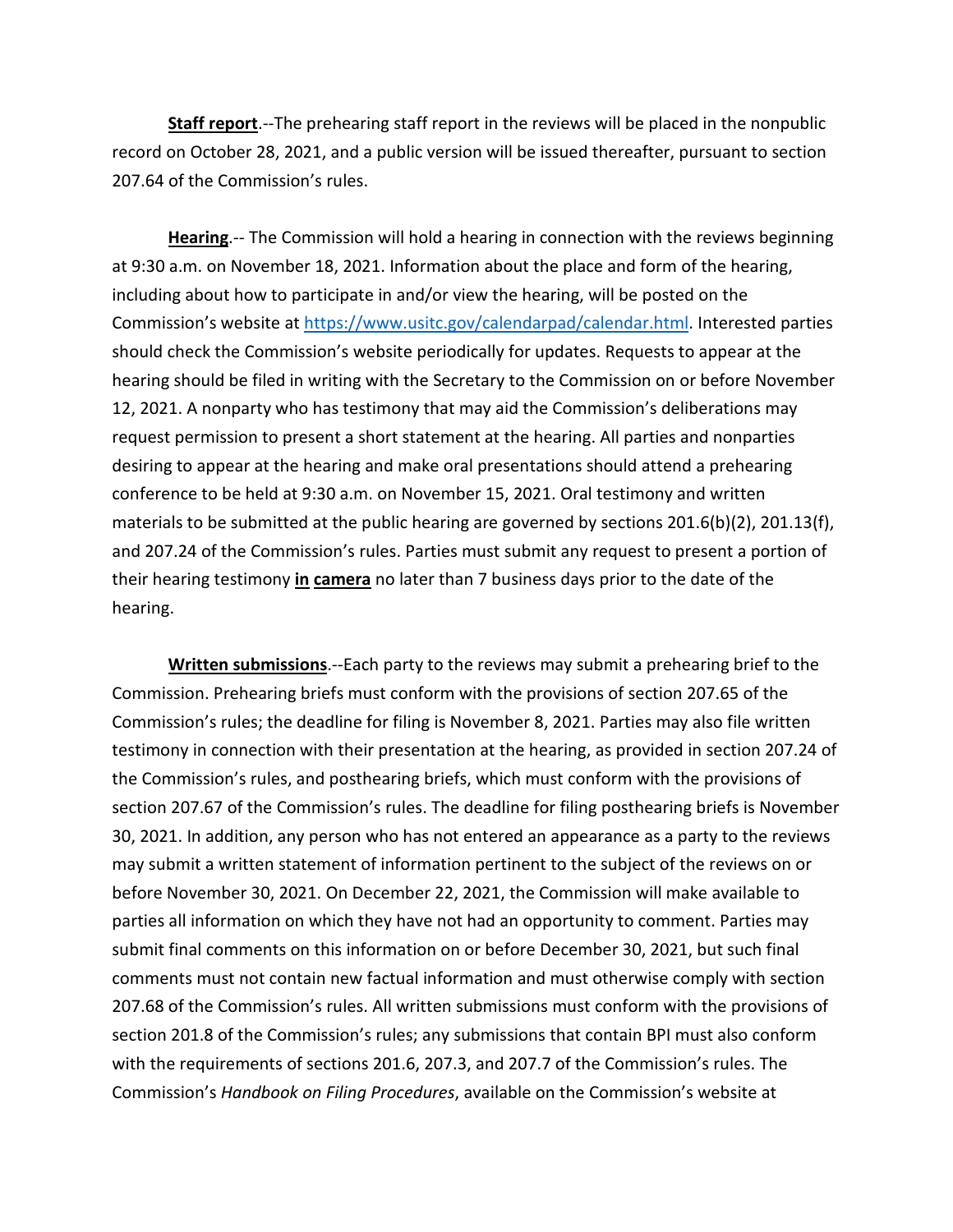**Staff report**.--The prehearing staff report in the reviews will be placed in the nonpublic record on October 28, 2021, and a public version will be issued thereafter, pursuant to section 207.64 of the Commission's rules.

**Hearing**.-- The Commission will hold a hearing in connection with the reviews beginning at 9:30 a.m. on November 18, 2021. Information about the place and form of the hearing, including about how to participate in and/or view the hearing, will be posted on the Commission's website at https://www.usitc.gov/calendarpad/calendar.html. Interested parties should check the Commission's website periodically for updates. Requests to appear at the hearing should be filed in writing with the Secretary to the Commission on or before November 12, 2021. A nonparty who has testimony that may aid the Commission's deliberations may request permission to present a short statement at the hearing. All parties and nonparties desiring to appear at the hearing and make oral presentations should attend a prehearing conference to be held at 9:30 a.m. on November 15, 2021. Oral testimony and written materials to be submitted at the public hearing are governed by sections 201.6(b)(2), 201.13(f), and 207.24 of the Commission's rules. Parties must submit any request to present a portion of their hearing testimony **in camera** no later than 7 business days prior to the date of the hearing.

**Written submissions**.--Each party to the reviews may submit a prehearing brief to the Commission. Prehearing briefs must conform with the provisions of section 207.65 of the Commission's rules; the deadline for filing is November 8, 2021. Parties may also file written testimony in connection with their presentation at the hearing, as provided in section 207.24 of the Commission's rules, and posthearing briefs, which must conform with the provisions of section 207.67 of the Commission's rules. The deadline for filing posthearing briefs is November 30, 2021. In addition, any person who has not entered an appearance as a party to the reviews may submit a written statement of information pertinent to the subject of the reviews on or before November 30, 2021. On December 22, 2021, the Commission will make available to parties all information on which they have not had an opportunity to comment. Parties may submit final comments on this information on or before December 30, 2021, but such final comments must not contain new factual information and must otherwise comply with section 207.68 of the Commission's rules. All written submissions must conform with the provisions of section 201.8 of the Commission's rules; any submissions that contain BPI must also conform with the requirements of sections 201.6, 207.3, and 207.7 of the Commission's rules. The Commission's *Handbook on Filing Procedures*, available on the Commission's website at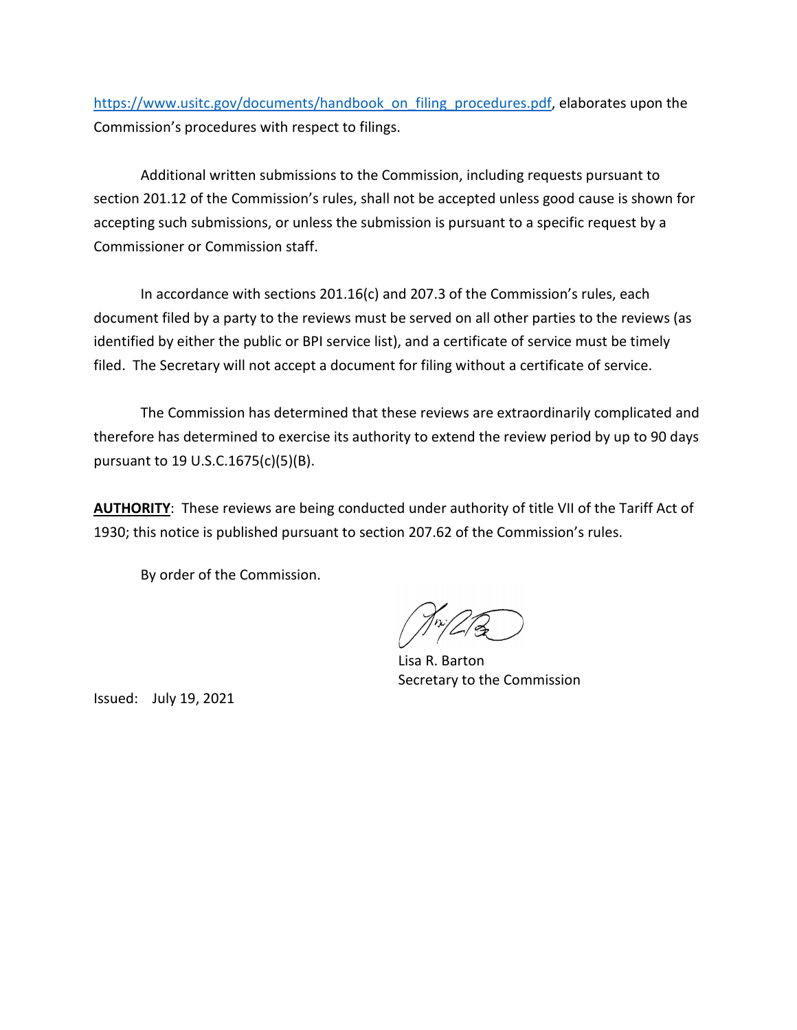https://www.usitc.gov/documents/handbook_on_filing_procedures.pdf, elaborates upon the Commission's procedures with respect to filings.

Additional written submissions to the Commission, including requests pursuant to section 201.12 of the Commission's rules, shall not be accepted unless good cause is shown for accepting such submissions, or unless the submission is pursuant to a specific request by a Commissioner or Commission staff.

In accordance with sections 201.16(c) and 207.3 of the Commission's rules, each document filed by a party to the reviews must be served on all other parties to the reviews (as identified by either the public or BPI service list), and a certificate of service must be timely filed. The Secretary will not accept a document for filing without a certificate of service.

The Commission has determined that these reviews are extraordinarily complicated and therefore has determined to exercise its authority to extend the review period by up to 90 days pursuant to 19 U.S.C.1675(c)(5)(B).

**AUTHORITY**: These reviews are being conducted under authority of title VII of the Tariff Act of 1930; this notice is published pursuant to section 207.62 of the Commission's rules.

By order of the Commission.

Lisa R. Barton
Secretary to the Commission

Issued: July 19, 2021